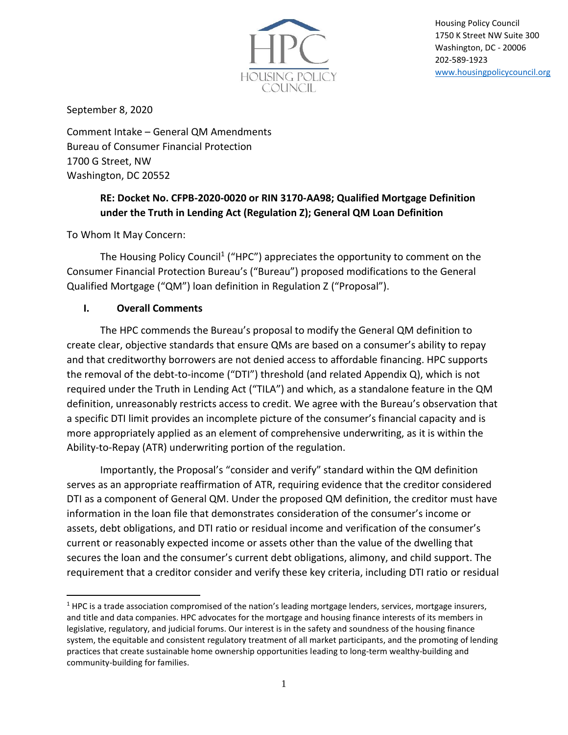Housing Policy Council
1750 K Street NW Suite 300
Washington, DC - 20006
202-589-1923
www.housingpolicycouncil.org

September 8, 2020

Comment Intake – General QM Amendments
Bureau of Consumer Financial Protection
1700 G Street, NW
Washington, DC 20552

**RE: Docket No. CFPB-2020-0020 or RIN 3170-AA98; Qualified Mortgage Definition under the Truth in Lending Act (Regulation Z); General QM Loan Definition**

To Whom It May Concern:

The Housing Policy Council[1] ("HPC") appreciates the opportunity to comment on the Consumer Financial Protection Bureau's ("Bureau") proposed modifications to the General Qualified Mortgage ("QM") loan definition in Regulation Z ("Proposal").

## I. Overall Comments

The HPC commends the Bureau's proposal to modify the General QM definition to create clear, objective standards that ensure QMs are based on a consumer's ability to repay and that creditworthy borrowers are not denied access to affordable financing. HPC supports the removal of the debt-to-income ("DTI") threshold (and related Appendix Q), which is not required under the Truth in Lending Act ("TILA") and which, as a standalone feature in the QM definition, unreasonably restricts access to credit. We agree with the Bureau's observation that a specific DTI limit provides an incomplete picture of the consumer's financial capacity and is more appropriately applied as an element of comprehensive underwriting, as it is within the Ability-to-Repay (ATR) underwriting portion of the regulation.

Importantly, the Proposal's "consider and verify" standard within the QM definition serves as an appropriate reaffirmation of ATR, requiring evidence that the creditor considered DTI as a component of General QM. Under the proposed QM definition, the creditor must have information in the loan file that demonstrates consideration of the consumer's income or assets, debt obligations, and DTI ratio or residual income and verification of the consumer's current or reasonably expected income or assets other than the value of the dwelling that secures the loan and the consumer's current debt obligations, alimony, and child support. The requirement that a creditor consider and verify these key criteria, including DTI ratio or residual

[1] HPC is a trade association compromised of the nation's leading mortgage lenders, services, mortgage insurers, and title and data companies. HPC advocates for the mortgage and housing finance interests of its members in legislative, regulatory, and judicial forums. Our interest is in the safety and soundness of the housing finance system, the equitable and consistent regulatory treatment of all market participants, and the promoting of lending practices that create sustainable home ownership opportunities leading to long-term wealthy-building and community-building for families.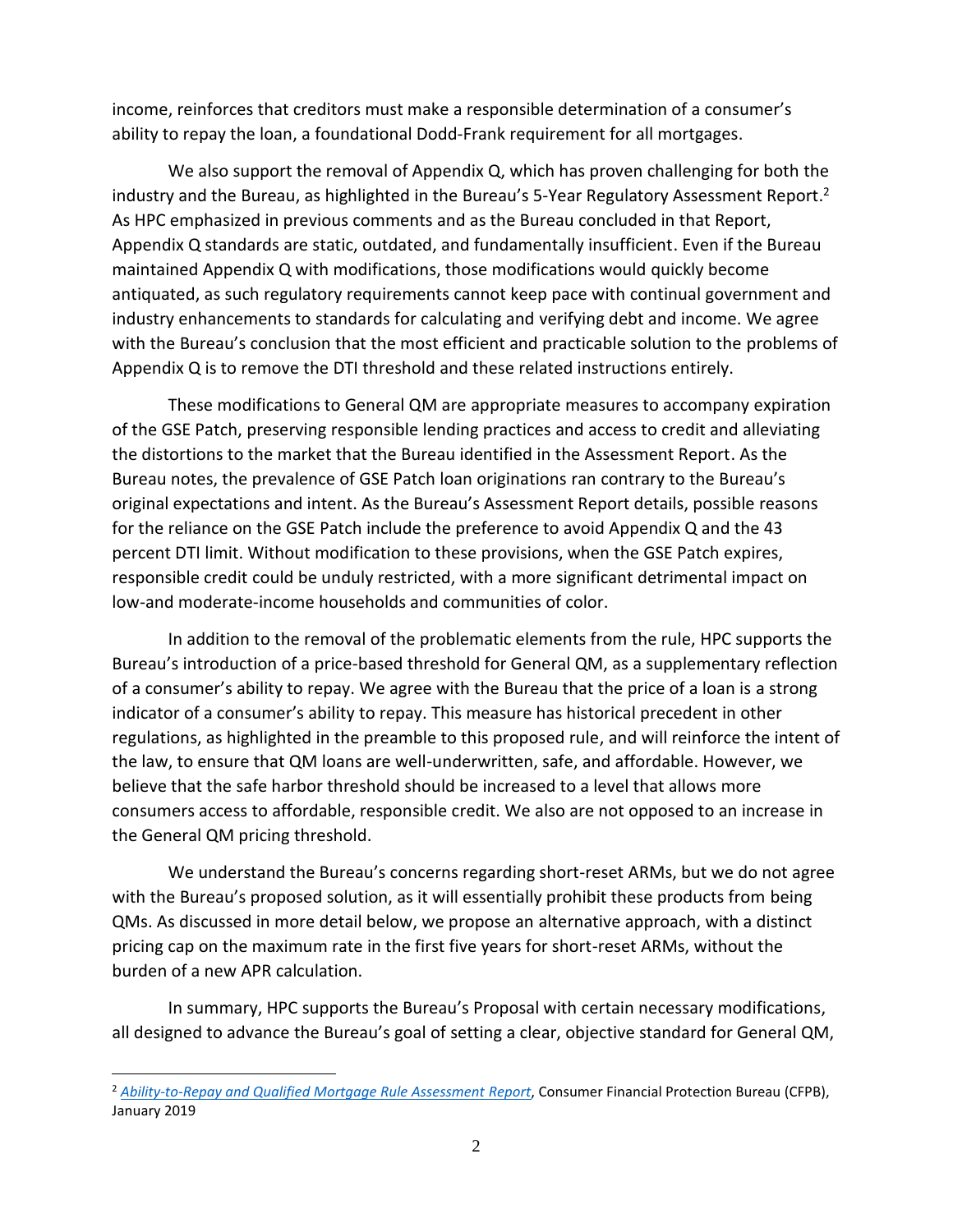income, reinforces that creditors must make a responsible determination of a consumer's ability to repay the loan, a foundational Dodd-Frank requirement for all mortgages.

We also support the removal of Appendix Q, which has proven challenging for both the industry and the Bureau, as highlighted in the Bureau's 5-Year Regulatory Assessment Report.[2] As HPC emphasized in previous comments and as the Bureau concluded in that Report, Appendix Q standards are static, outdated, and fundamentally insufficient. Even if the Bureau maintained Appendix Q with modifications, those modifications would quickly become antiquated, as such regulatory requirements cannot keep pace with continual government and industry enhancements to standards for calculating and verifying debt and income. We agree with the Bureau's conclusion that the most efficient and practicable solution to the problems of Appendix Q is to remove the DTI threshold and these related instructions entirely.

These modifications to General QM are appropriate measures to accompany expiration of the GSE Patch, preserving responsible lending practices and access to credit and alleviating the distortions to the market that the Bureau identified in the Assessment Report. As the Bureau notes, the prevalence of GSE Patch loan originations ran contrary to the Bureau's original expectations and intent. As the Bureau's Assessment Report details, possible reasons for the reliance on the GSE Patch include the preference to avoid Appendix Q and the 43 percent DTI limit. Without modification to these provisions, when the GSE Patch expires, responsible credit could be unduly restricted, with a more significant detrimental impact on low-and moderate-income households and communities of color.

In addition to the removal of the problematic elements from the rule, HPC supports the Bureau's introduction of a price-based threshold for General QM, as a supplementary reflection of a consumer's ability to repay. We agree with the Bureau that the price of a loan is a strong indicator of a consumer's ability to repay. This measure has historical precedent in other regulations, as highlighted in the preamble to this proposed rule, and will reinforce the intent of the law, to ensure that QM loans are well-underwritten, safe, and affordable. However, we believe that the safe harbor threshold should be increased to a level that allows more consumers access to affordable, responsible credit. We also are not opposed to an increase in the General QM pricing threshold.

We understand the Bureau's concerns regarding short-reset ARMs, but we do not agree with the Bureau's proposed solution, as it will essentially prohibit these products from being QMs. As discussed in more detail below, we propose an alternative approach, with a distinct pricing cap on the maximum rate in the first five years for short-reset ARMs, without the burden of a new APR calculation.

In summary, HPC supports the Bureau's Proposal with certain necessary modifications, all designed to advance the Bureau's goal of setting a clear, objective standard for General QM,

---

[2] *Ability-to-Repay and Qualified Mortgage Rule Assessment Report*, Consumer Financial Protection Bureau (CFPB), January 2019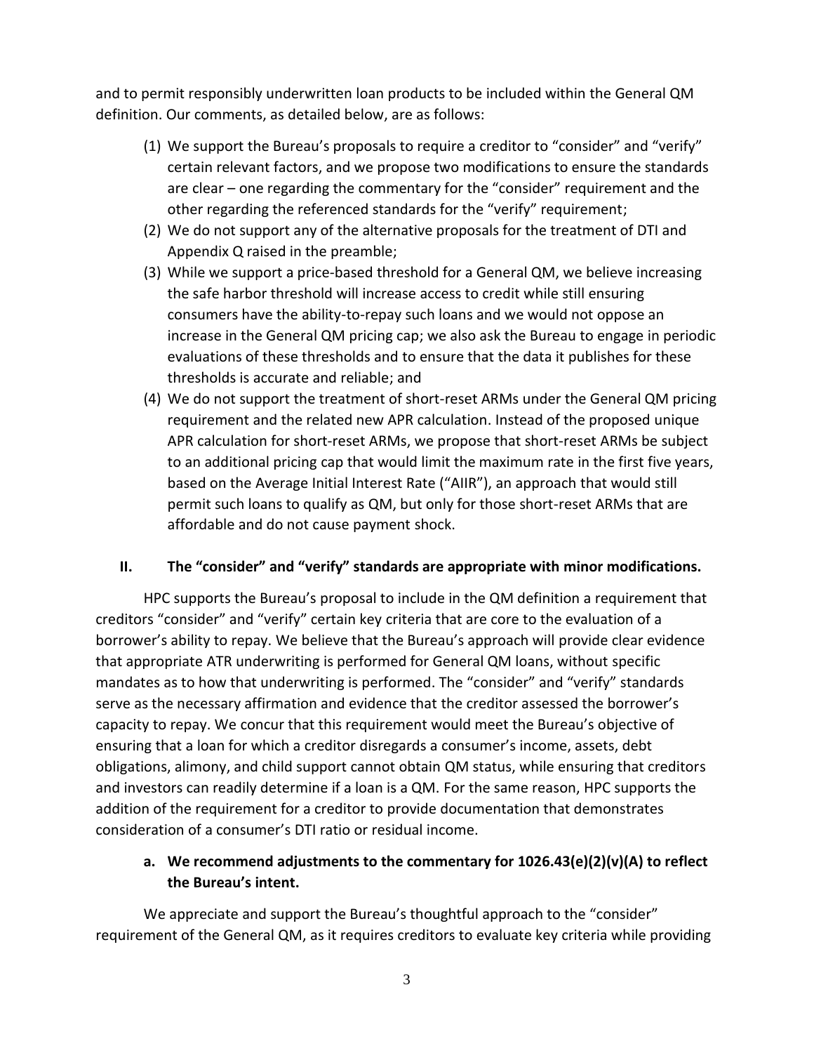and to permit responsibly underwritten loan products to be included within the General QM definition. Our comments, as detailed below, are as follows:

(1) We support the Bureau's proposals to require a creditor to "consider" and "verify" certain relevant factors, and we propose two modifications to ensure the standards are clear – one regarding the commentary for the "consider" requirement and the other regarding the referenced standards for the "verify" requirement;
(2) We do not support any of the alternative proposals for the treatment of DTI and Appendix Q raised in the preamble;
(3) While we support a price-based threshold for a General QM, we believe increasing the safe harbor threshold will increase access to credit while still ensuring consumers have the ability-to-repay such loans and we would not oppose an increase in the General QM pricing cap; we also ask the Bureau to engage in periodic evaluations of these thresholds and to ensure that the data it publishes for these thresholds is accurate and reliable; and
(4) We do not support the treatment of short-reset ARMs under the General QM pricing requirement and the related new APR calculation. Instead of the proposed unique APR calculation for short-reset ARMs, we propose that short-reset ARMs be subject to an additional pricing cap that would limit the maximum rate in the first five years, based on the Average Initial Interest Rate ("AIIR"), an approach that would still permit such loans to qualify as QM, but only for those short-reset ARMs that are affordable and do not cause payment shock.

## II. The "consider" and "verify" standards are appropriate with minor modifications.

HPC supports the Bureau's proposal to include in the QM definition a requirement that creditors "consider" and "verify" certain key criteria that are core to the evaluation of a borrower's ability to repay. We believe that the Bureau's approach will provide clear evidence that appropriate ATR underwriting is performed for General QM loans, without specific mandates as to how that underwriting is performed. The "consider" and "verify" standards serve as the necessary affirmation and evidence that the creditor assessed the borrower's capacity to repay. We concur that this requirement would meet the Bureau's objective of ensuring that a loan for which a creditor disregards a consumer's income, assets, debt obligations, alimony, and child support cannot obtain QM status, while ensuring that creditors and investors can readily determine if a loan is a QM. For the same reason, HPC supports the addition of the requirement for a creditor to provide documentation that demonstrates consideration of a consumer's DTI ratio or residual income.

### a. We recommend adjustments to the commentary for 1026.43(e)(2)(v)(A) to reflect the Bureau's intent.

We appreciate and support the Bureau's thoughtful approach to the "consider" requirement of the General QM, as it requires creditors to evaluate key criteria while providing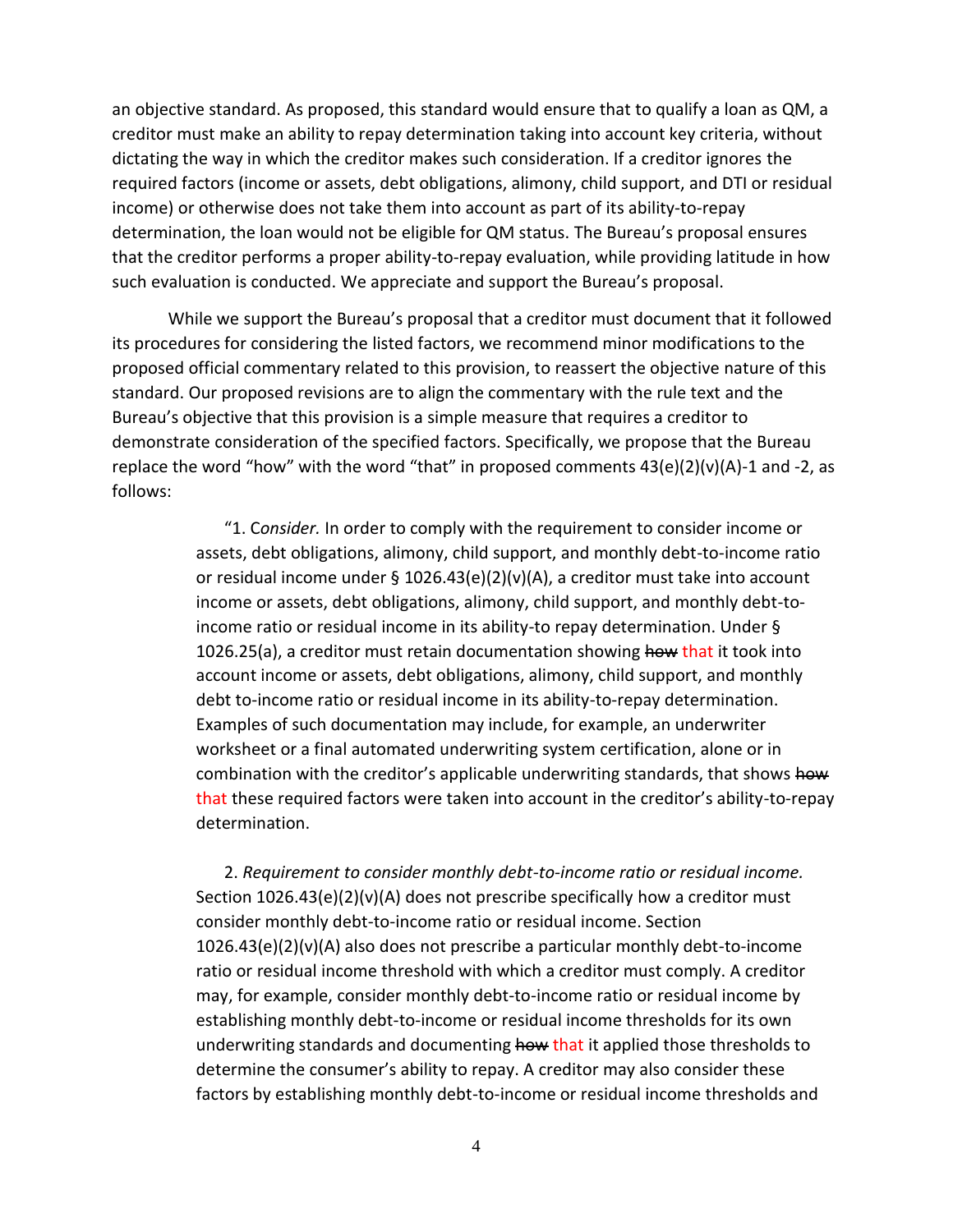an objective standard. As proposed, this standard would ensure that to qualify a loan as QM, a creditor must make an ability to repay determination taking into account key criteria, without dictating the way in which the creditor makes such consideration. If a creditor ignores the required factors (income or assets, debt obligations, alimony, child support, and DTI or residual income) or otherwise does not take them into account as part of its ability-to-repay determination, the loan would not be eligible for QM status. The Bureau's proposal ensures that the creditor performs a proper ability-to-repay evaluation, while providing latitude in how such evaluation is conducted. We appreciate and support the Bureau's proposal.

While we support the Bureau's proposal that a creditor must document that it followed its procedures for considering the listed factors, we recommend minor modifications to the proposed official commentary related to this provision, to reassert the objective nature of this standard. Our proposed revisions are to align the commentary with the rule text and the Bureau's objective that this provision is a simple measure that requires a creditor to demonstrate consideration of the specified factors. Specifically, we propose that the Bureau replace the word "how" with the word "that" in proposed comments 43(e)(2)(v)(A)-1 and -2, as follows:

> "1. C*onsider.* In order to comply with the requirement to consider income or assets, debt obligations, alimony, child support, and monthly debt-to-income ratio or residual income under § 1026.43(e)(2)(v)(A), a creditor must take into account income or assets, debt obligations, alimony, child support, and monthly debt-to-income ratio or residual income in its ability-to repay determination. Under § 1026.25(a), a creditor must retain documentation showing ~~how~~ that it took into account income or assets, debt obligations, alimony, child support, and monthly debt to-income ratio or residual income in its ability-to-repay determination. Examples of such documentation may include, for example, an underwriter worksheet or a final automated underwriting system certification, alone or in combination with the creditor's applicable underwriting standards, that shows ~~how~~ that these required factors were taken into account in the creditor's ability-to-repay determination.
>
> 2. *Requirement to consider monthly debt-to-income ratio or residual income.* Section 1026.43(e)(2)(v)(A) does not prescribe specifically how a creditor must consider monthly debt-to-income ratio or residual income. Section 1026.43(e)(2)(v)(A) also does not prescribe a particular monthly debt-to-income ratio or residual income threshold with which a creditor must comply. A creditor may, for example, consider monthly debt-to-income ratio or residual income by establishing monthly debt-to-income or residual income thresholds for its own underwriting standards and documenting ~~how~~ that it applied those thresholds to determine the consumer's ability to repay. A creditor may also consider these factors by establishing monthly debt-to-income or residual income thresholds and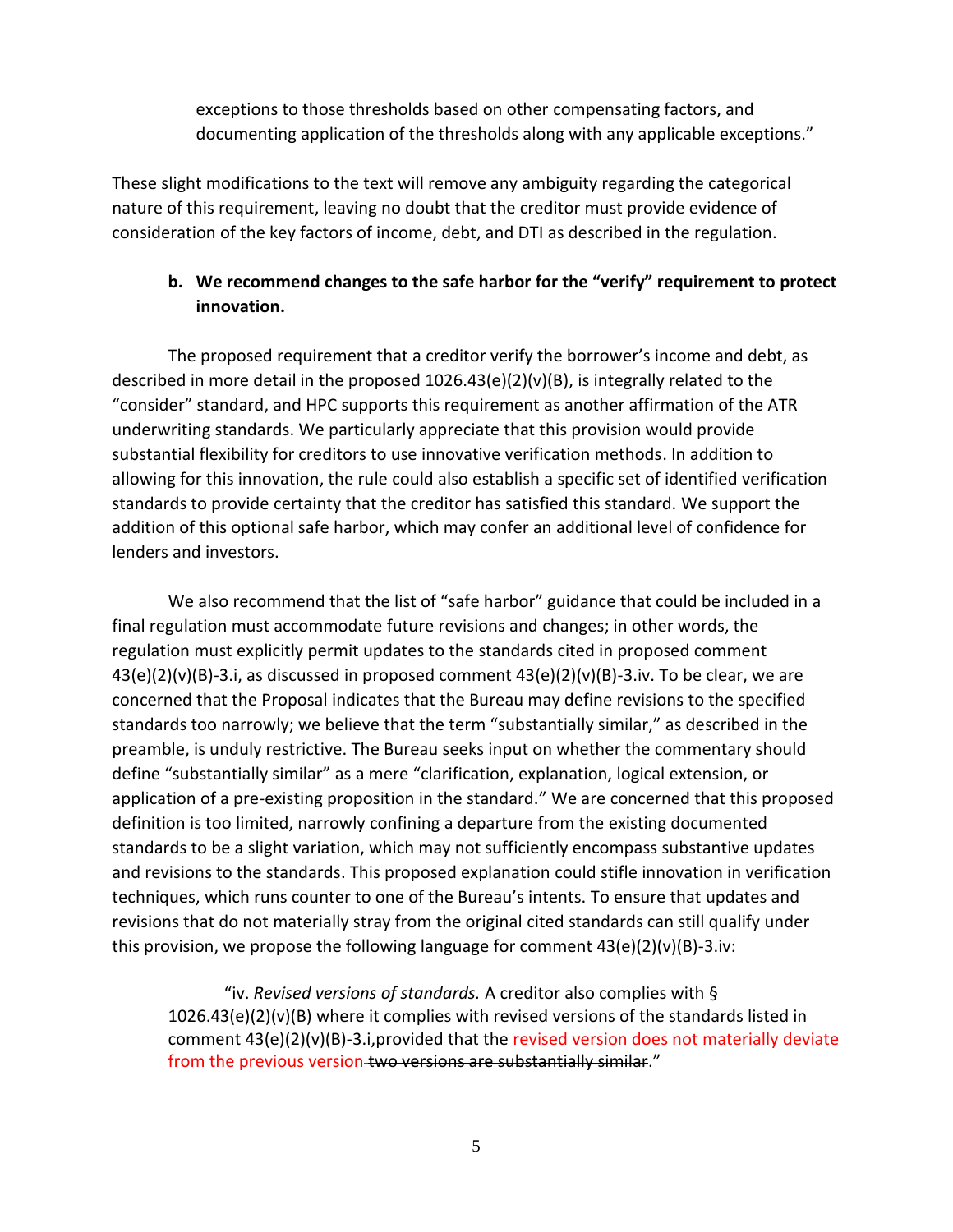exceptions to those thresholds based on other compensating factors, and documenting application of the thresholds along with any applicable exceptions."

These slight modifications to the text will remove any ambiguity regarding the categorical nature of this requirement, leaving no doubt that the creditor must provide evidence of consideration of the key factors of income, debt, and DTI as described in the regulation.

**b. We recommend changes to the safe harbor for the "verify" requirement to protect innovation.**

The proposed requirement that a creditor verify the borrower's income and debt, as described in more detail in the proposed 1026.43(e)(2)(v)(B), is integrally related to the "consider" standard, and HPC supports this requirement as another affirmation of the ATR underwriting standards. We particularly appreciate that this provision would provide substantial flexibility for creditors to use innovative verification methods. In addition to allowing for this innovation, the rule could also establish a specific set of identified verification standards to provide certainty that the creditor has satisfied this standard. We support the addition of this optional safe harbor, which may confer an additional level of confidence for lenders and investors.

We also recommend that the list of "safe harbor" guidance that could be included in a final regulation must accommodate future revisions and changes; in other words, the regulation must explicitly permit updates to the standards cited in proposed comment 43(e)(2)(v)(B)-3.i, as discussed in proposed comment 43(e)(2)(v)(B)-3.iv. To be clear, we are concerned that the Proposal indicates that the Bureau may define revisions to the specified standards too narrowly; we believe that the term "substantially similar," as described in the preamble, is unduly restrictive. The Bureau seeks input on whether the commentary should define "substantially similar" as a mere "clarification, explanation, logical extension, or application of a pre-existing proposition in the standard." We are concerned that this proposed definition is too limited, narrowly confining a departure from the existing documented standards to be a slight variation, which may not sufficiently encompass substantive updates and revisions to the standards. This proposed explanation could stifle innovation in verification techniques, which runs counter to one of the Bureau's intents. To ensure that updates and revisions that do not materially stray from the original cited standards can still qualify under this provision, we propose the following language for comment 43(e)(2)(v)(B)-3.iv:

> "iv. *Revised versions of standards.* A creditor also complies with § 1026.43(e)(2)(v)(B) where it complies with revised versions of the standards listed in comment 43(e)(2)(v)(B)-3.i,provided that the revised version does not materially deviate from the previous version ~~two versions are substantially similar~~."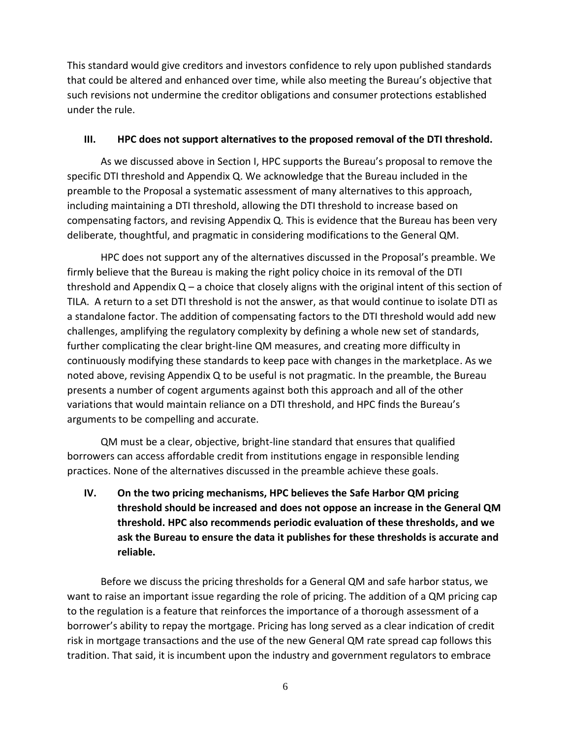This standard would give creditors and investors confidence to rely upon published standards that could be altered and enhanced over time, while also meeting the Bureau's objective that such revisions not undermine the creditor obligations and consumer protections established under the rule.

## III. HPC does not support alternatives to the proposed removal of the DTI threshold.

As we discussed above in Section I, HPC supports the Bureau's proposal to remove the specific DTI threshold and Appendix Q. We acknowledge that the Bureau included in the preamble to the Proposal a systematic assessment of many alternatives to this approach, including maintaining a DTI threshold, allowing the DTI threshold to increase based on compensating factors, and revising Appendix Q. This is evidence that the Bureau has been very deliberate, thoughtful, and pragmatic in considering modifications to the General QM.

HPC does not support any of the alternatives discussed in the Proposal's preamble. We firmly believe that the Bureau is making the right policy choice in its removal of the DTI threshold and Appendix Q – a choice that closely aligns with the original intent of this section of TILA. A return to a set DTI threshold is not the answer, as that would continue to isolate DTI as a standalone factor. The addition of compensating factors to the DTI threshold would add new challenges, amplifying the regulatory complexity by defining a whole new set of standards, further complicating the clear bright-line QM measures, and creating more difficulty in continuously modifying these standards to keep pace with changes in the marketplace. As we noted above, revising Appendix Q to be useful is not pragmatic. In the preamble, the Bureau presents a number of cogent arguments against both this approach and all of the other variations that would maintain reliance on a DTI threshold, and HPC finds the Bureau's arguments to be compelling and accurate.

QM must be a clear, objective, bright-line standard that ensures that qualified borrowers can access affordable credit from institutions engage in responsible lending practices. None of the alternatives discussed in the preamble achieve these goals.

## IV. On the two pricing mechanisms, HPC believes the Safe Harbor QM pricing threshold should be increased and does not oppose an increase in the General QM threshold. HPC also recommends periodic evaluation of these thresholds, and we ask the Bureau to ensure the data it publishes for these thresholds is accurate and reliable.

Before we discuss the pricing thresholds for a General QM and safe harbor status, we want to raise an important issue regarding the role of pricing. The addition of a QM pricing cap to the regulation is a feature that reinforces the importance of a thorough assessment of a borrower's ability to repay the mortgage. Pricing has long served as a clear indication of credit risk in mortgage transactions and the use of the new General QM rate spread cap follows this tradition. That said, it is incumbent upon the industry and government regulators to embrace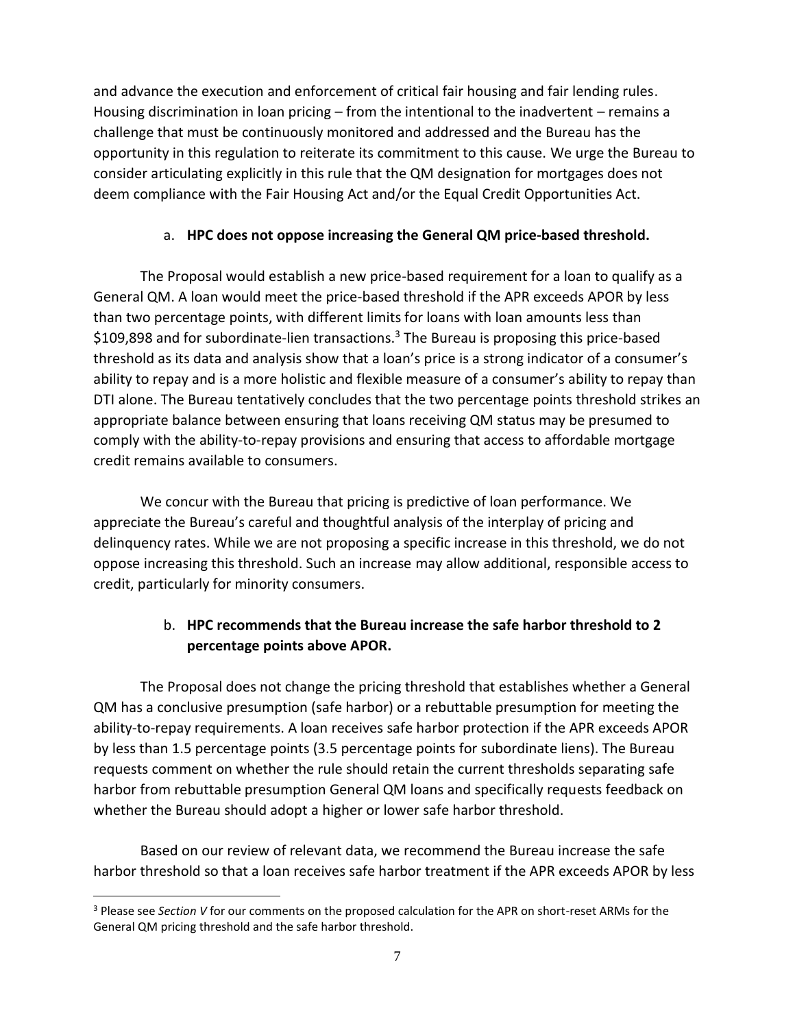and advance the execution and enforcement of critical fair housing and fair lending rules. Housing discrimination in loan pricing – from the intentional to the inadvertent – remains a challenge that must be continuously monitored and addressed and the Bureau has the opportunity in this regulation to reiterate its commitment to this cause. We urge the Bureau to consider articulating explicitly in this rule that the QM designation for mortgages does not deem compliance with the Fair Housing Act and/or the Equal Credit Opportunities Act.

a. **HPC does not oppose increasing the General QM price-based threshold.**

The Proposal would establish a new price-based requirement for a loan to qualify as a General QM. A loan would meet the price-based threshold if the APR exceeds APOR by less than two percentage points, with different limits for loans with loan amounts less than \$109,898 and for subordinate-lien transactions.[3] The Bureau is proposing this price-based threshold as its data and analysis show that a loan's price is a strong indicator of a consumer's ability to repay and is a more holistic and flexible measure of a consumer's ability to repay than DTI alone. The Bureau tentatively concludes that the two percentage points threshold strikes an appropriate balance between ensuring that loans receiving QM status may be presumed to comply with the ability-to-repay provisions and ensuring that access to affordable mortgage credit remains available to consumers.

We concur with the Bureau that pricing is predictive of loan performance. We appreciate the Bureau's careful and thoughtful analysis of the interplay of pricing and delinquency rates. While we are not proposing a specific increase in this threshold, we do not oppose increasing this threshold. Such an increase may allow additional, responsible access to credit, particularly for minority consumers.

b. **HPC recommends that the Bureau increase the safe harbor threshold to 2 percentage points above APOR.**

The Proposal does not change the pricing threshold that establishes whether a General QM has a conclusive presumption (safe harbor) or a rebuttable presumption for meeting the ability-to-repay requirements. A loan receives safe harbor protection if the APR exceeds APOR by less than 1.5 percentage points (3.5 percentage points for subordinate liens). The Bureau requests comment on whether the rule should retain the current thresholds separating safe harbor from rebuttable presumption General QM loans and specifically requests feedback on whether the Bureau should adopt a higher or lower safe harbor threshold.

Based on our review of relevant data, we recommend the Bureau increase the safe harbor threshold so that a loan receives safe harbor treatment if the APR exceeds APOR by less

[3] Please see *Section V* for our comments on the proposed calculation for the APR on short-reset ARMs for the General QM pricing threshold and the safe harbor threshold.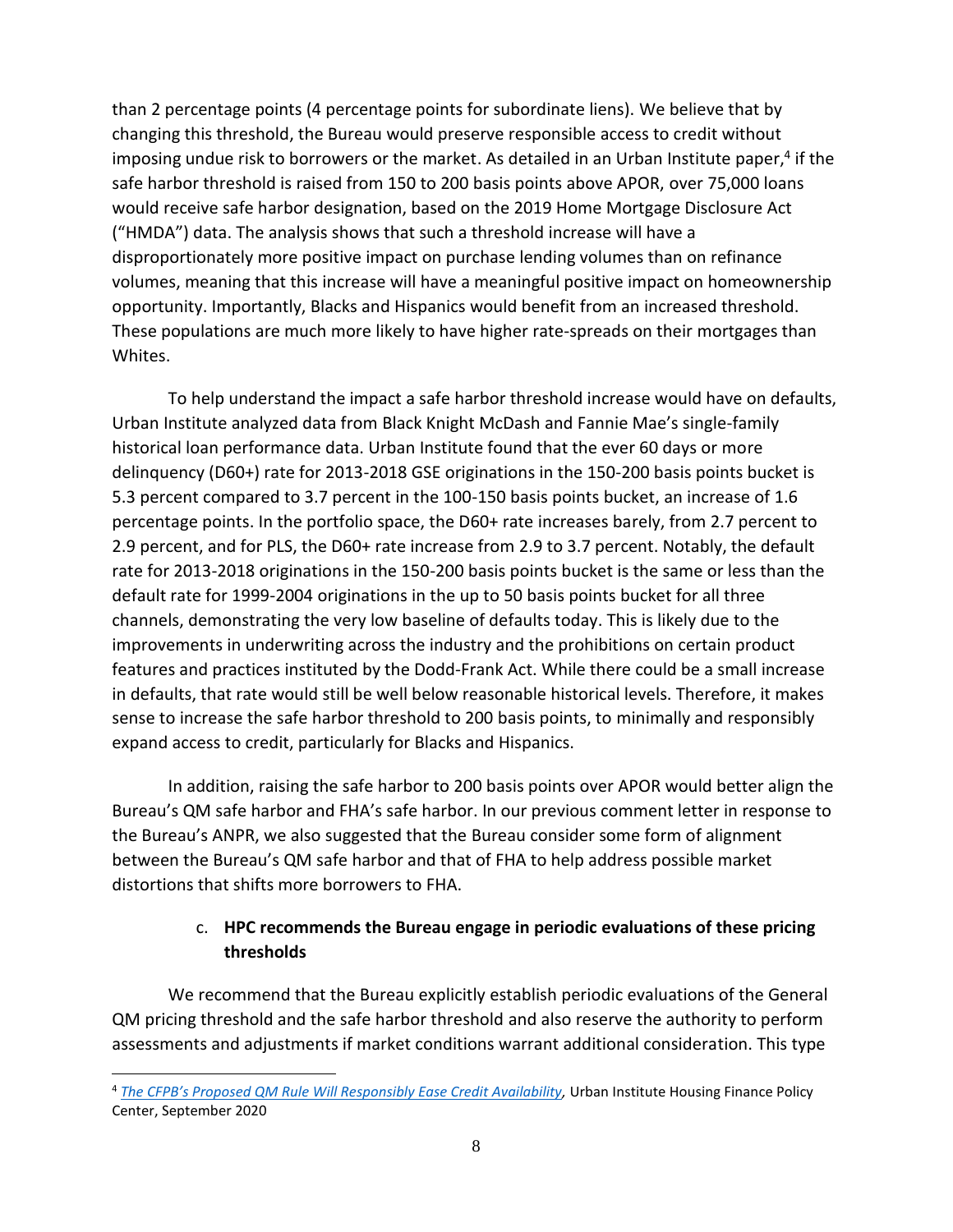than 2 percentage points (4 percentage points for subordinate liens). We believe that by changing this threshold, the Bureau would preserve responsible access to credit without imposing undue risk to borrowers or the market. As detailed in an Urban Institute paper,[4] if the safe harbor threshold is raised from 150 to 200 basis points above APOR, over 75,000 loans would receive safe harbor designation, based on the 2019 Home Mortgage Disclosure Act ("HMDA") data. The analysis shows that such a threshold increase will have a disproportionately more positive impact on purchase lending volumes than on refinance volumes, meaning that this increase will have a meaningful positive impact on homeownership opportunity. Importantly, Blacks and Hispanics would benefit from an increased threshold. These populations are much more likely to have higher rate-spreads on their mortgages than Whites.

To help understand the impact a safe harbor threshold increase would have on defaults, Urban Institute analyzed data from Black Knight McDash and Fannie Mae's single-family historical loan performance data. Urban Institute found that the ever 60 days or more delinquency (D60+) rate for 2013-2018 GSE originations in the 150-200 basis points bucket is 5.3 percent compared to 3.7 percent in the 100-150 basis points bucket, an increase of 1.6 percentage points. In the portfolio space, the D60+ rate increases barely, from 2.7 percent to 2.9 percent, and for PLS, the D60+ rate increase from 2.9 to 3.7 percent. Notably, the default rate for 2013-2018 originations in the 150-200 basis points bucket is the same or less than the default rate for 1999-2004 originations in the up to 50 basis points bucket for all three channels, demonstrating the very low baseline of defaults today. This is likely due to the improvements in underwriting across the industry and the prohibitions on certain product features and practices instituted by the Dodd-Frank Act. While there could be a small increase in defaults, that rate would still be well below reasonable historical levels. Therefore, it makes sense to increase the safe harbor threshold to 200 basis points, to minimally and responsibly expand access to credit, particularly for Blacks and Hispanics.

In addition, raising the safe harbor to 200 basis points over APOR would better align the Bureau's QM safe harbor and FHA's safe harbor. In our previous comment letter in response to the Bureau's ANPR, we also suggested that the Bureau consider some form of alignment between the Bureau's QM safe harbor and that of FHA to help address possible market distortions that shifts more borrowers to FHA.

c. **HPC recommends the Bureau engage in periodic evaluations of these pricing thresholds**

We recommend that the Bureau explicitly establish periodic evaluations of the General QM pricing threshold and the safe harbor threshold and also reserve the authority to perform assessments and adjustments if market conditions warrant additional consideration. This type

[4] *The CFPB's Proposed QM Rule Will Responsibly Ease Credit Availability,* Urban Institute Housing Finance Policy Center, September 2020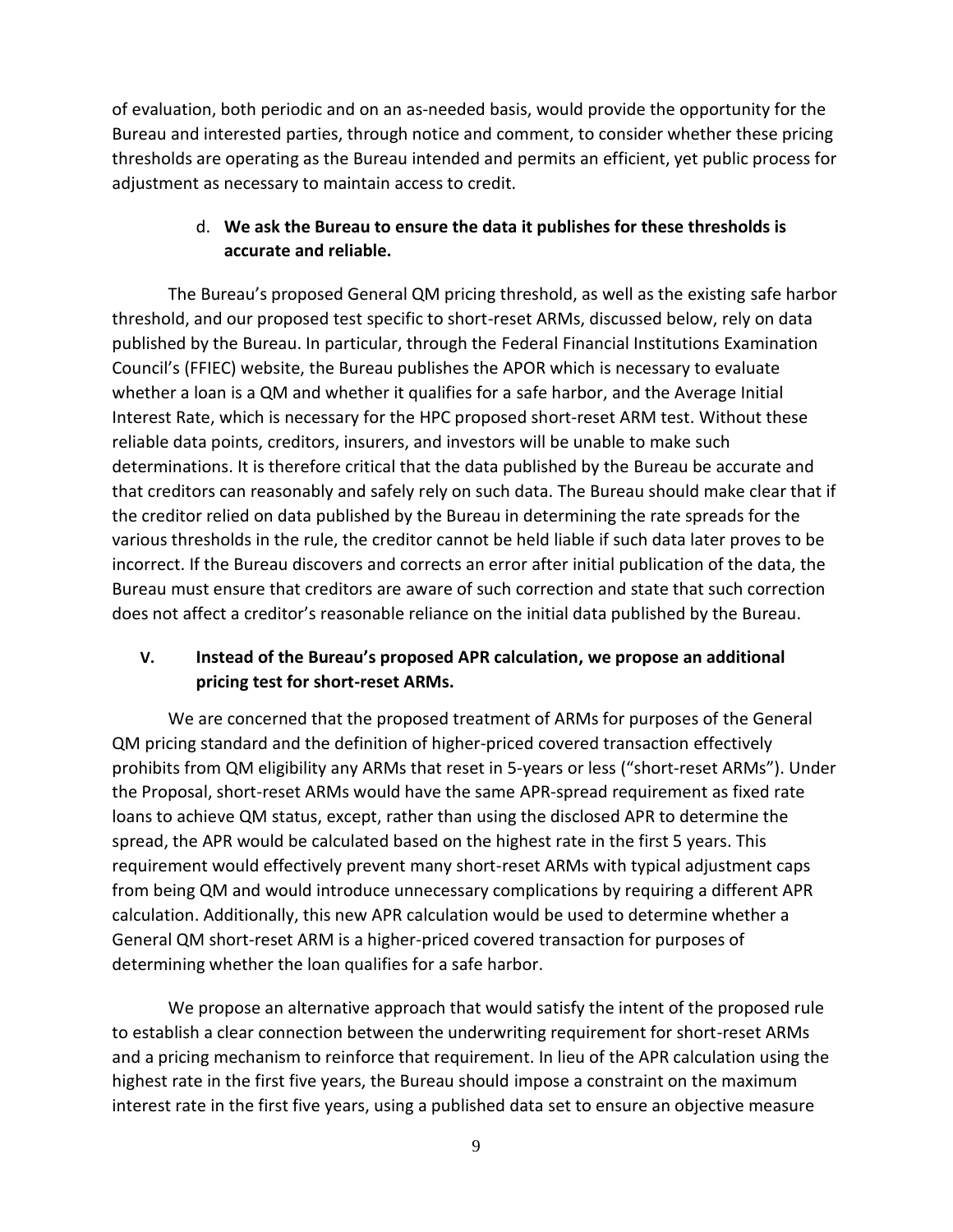of evaluation, both periodic and on an as-needed basis, would provide the opportunity for the Bureau and interested parties, through notice and comment, to consider whether these pricing thresholds are operating as the Bureau intended and permits an efficient, yet public process for adjustment as necessary to maintain access to credit.

d. **We ask the Bureau to ensure the data it publishes for these thresholds is accurate and reliable.**

The Bureau's proposed General QM pricing threshold, as well as the existing safe harbor threshold, and our proposed test specific to short-reset ARMs, discussed below, rely on data published by the Bureau. In particular, through the Federal Financial Institutions Examination Council's (FFIEC) website, the Bureau publishes the APOR which is necessary to evaluate whether a loan is a QM and whether it qualifies for a safe harbor, and the Average Initial Interest Rate, which is necessary for the HPC proposed short-reset ARM test. Without these reliable data points, creditors, insurers, and investors will be unable to make such determinations. It is therefore critical that the data published by the Bureau be accurate and that creditors can reasonably and safely rely on such data. The Bureau should make clear that if the creditor relied on data published by the Bureau in determining the rate spreads for the various thresholds in the rule, the creditor cannot be held liable if such data later proves to be incorrect. If the Bureau discovers and corrects an error after initial publication of the data, the Bureau must ensure that creditors are aware of such correction and state that such correction does not affect a creditor's reasonable reliance on the initial data published by the Bureau.

## V. Instead of the Bureau's proposed APR calculation, we propose an additional pricing test for short-reset ARMs.

We are concerned that the proposed treatment of ARMs for purposes of the General QM pricing standard and the definition of higher-priced covered transaction effectively prohibits from QM eligibility any ARMs that reset in 5-years or less ("short-reset ARMs"). Under the Proposal, short-reset ARMs would have the same APR-spread requirement as fixed rate loans to achieve QM status, except, rather than using the disclosed APR to determine the spread, the APR would be calculated based on the highest rate in the first 5 years. This requirement would effectively prevent many short-reset ARMs with typical adjustment caps from being QM and would introduce unnecessary complications by requiring a different APR calculation. Additionally, this new APR calculation would be used to determine whether a General QM short-reset ARM is a higher-priced covered transaction for purposes of determining whether the loan qualifies for a safe harbor.

We propose an alternative approach that would satisfy the intent of the proposed rule to establish a clear connection between the underwriting requirement for short-reset ARMs and a pricing mechanism to reinforce that requirement. In lieu of the APR calculation using the highest rate in the first five years, the Bureau should impose a constraint on the maximum interest rate in the first five years, using a published data set to ensure an objective measure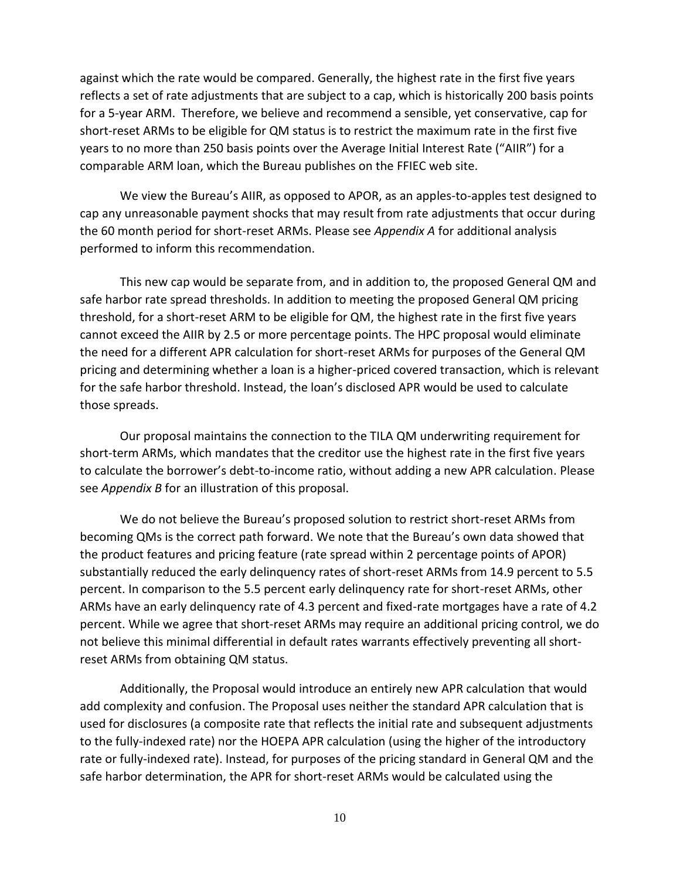against which the rate would be compared. Generally, the highest rate in the first five years reflects a set of rate adjustments that are subject to a cap, which is historically 200 basis points for a 5-year ARM. Therefore, we believe and recommend a sensible, yet conservative, cap for short-reset ARMs to be eligible for QM status is to restrict the maximum rate in the first five years to no more than 250 basis points over the Average Initial Interest Rate ("AIIR") for a comparable ARM loan, which the Bureau publishes on the FFIEC web site.

We view the Bureau's AIIR, as opposed to APOR, as an apples-to-apples test designed to cap any unreasonable payment shocks that may result from rate adjustments that occur during the 60 month period for short-reset ARMs. Please see *Appendix A* for additional analysis performed to inform this recommendation.

This new cap would be separate from, and in addition to, the proposed General QM and safe harbor rate spread thresholds. In addition to meeting the proposed General QM pricing threshold, for a short-reset ARM to be eligible for QM, the highest rate in the first five years cannot exceed the AIIR by 2.5 or more percentage points. The HPC proposal would eliminate the need for a different APR calculation for short-reset ARMs for purposes of the General QM pricing and determining whether a loan is a higher-priced covered transaction, which is relevant for the safe harbor threshold. Instead, the loan's disclosed APR would be used to calculate those spreads.

Our proposal maintains the connection to the TILA QM underwriting requirement for short-term ARMs, which mandates that the creditor use the highest rate in the first five years to calculate the borrower's debt-to-income ratio, without adding a new APR calculation. Please see *Appendix B* for an illustration of this proposal.

We do not believe the Bureau's proposed solution to restrict short-reset ARMs from becoming QMs is the correct path forward. We note that the Bureau's own data showed that the product features and pricing feature (rate spread within 2 percentage points of APOR) substantially reduced the early delinquency rates of short-reset ARMs from 14.9 percent to 5.5 percent. In comparison to the 5.5 percent early delinquency rate for short-reset ARMs, other ARMs have an early delinquency rate of 4.3 percent and fixed-rate mortgages have a rate of 4.2 percent. While we agree that short-reset ARMs may require an additional pricing control, we do not believe this minimal differential in default rates warrants effectively preventing all short-reset ARMs from obtaining QM status.

Additionally, the Proposal would introduce an entirely new APR calculation that would add complexity and confusion. The Proposal uses neither the standard APR calculation that is used for disclosures (a composite rate that reflects the initial rate and subsequent adjustments to the fully-indexed rate) nor the HOEPA APR calculation (using the higher of the introductory rate or fully-indexed rate). Instead, for purposes of the pricing standard in General QM and the safe harbor determination, the APR for short-reset ARMs would be calculated using the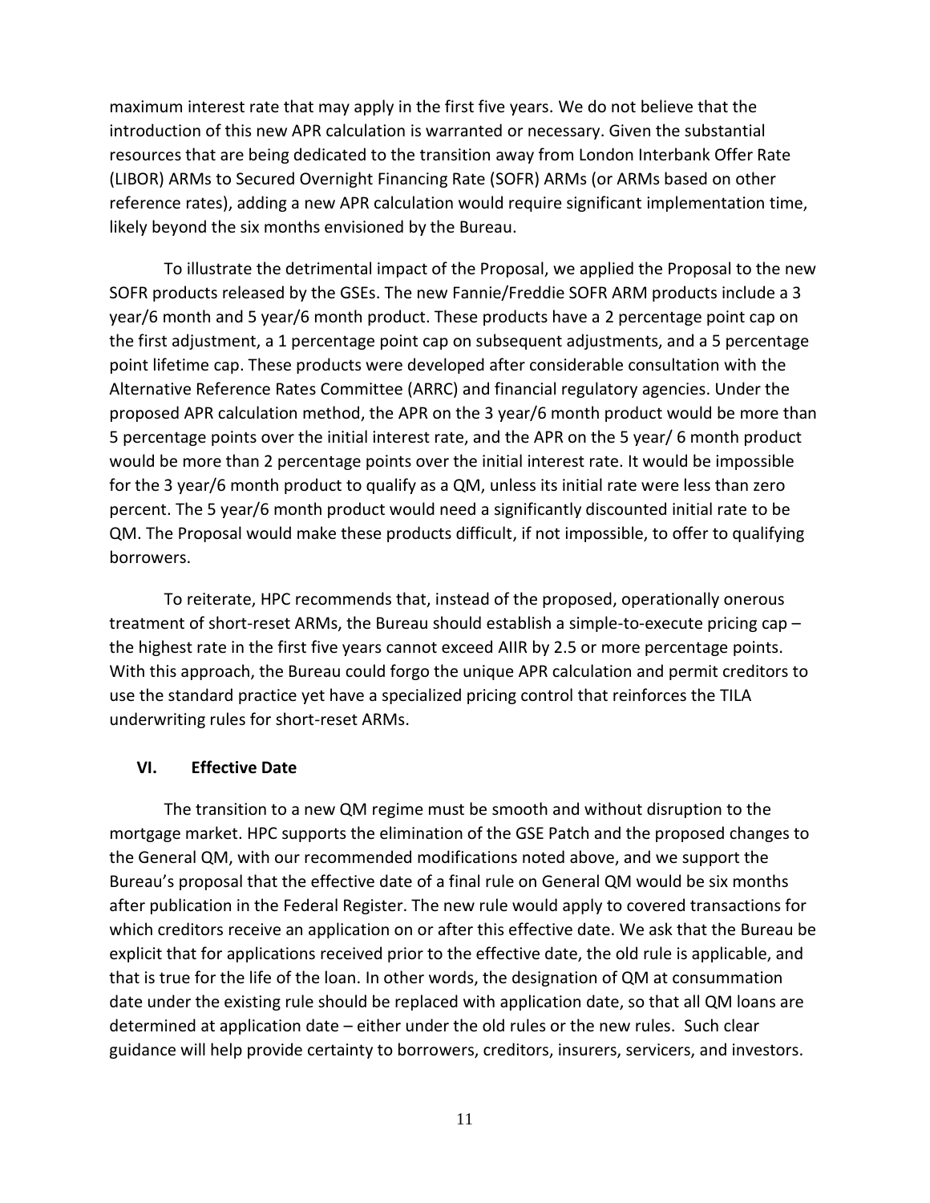maximum interest rate that may apply in the first five years. We do not believe that the introduction of this new APR calculation is warranted or necessary. Given the substantial resources that are being dedicated to the transition away from London Interbank Offer Rate (LIBOR) ARMs to Secured Overnight Financing Rate (SOFR) ARMs (or ARMs based on other reference rates), adding a new APR calculation would require significant implementation time, likely beyond the six months envisioned by the Bureau.

To illustrate the detrimental impact of the Proposal, we applied the Proposal to the new SOFR products released by the GSEs. The new Fannie/Freddie SOFR ARM products include a 3 year/6 month and 5 year/6 month product. These products have a 2 percentage point cap on the first adjustment, a 1 percentage point cap on subsequent adjustments, and a 5 percentage point lifetime cap. These products were developed after considerable consultation with the Alternative Reference Rates Committee (ARRC) and financial regulatory agencies. Under the proposed APR calculation method, the APR on the 3 year/6 month product would be more than 5 percentage points over the initial interest rate, and the APR on the 5 year/ 6 month product would be more than 2 percentage points over the initial interest rate. It would be impossible for the 3 year/6 month product to qualify as a QM, unless its initial rate were less than zero percent. The 5 year/6 month product would need a significantly discounted initial rate to be QM. The Proposal would make these products difficult, if not impossible, to offer to qualifying borrowers.

To reiterate, HPC recommends that, instead of the proposed, operationally onerous treatment of short-reset ARMs, the Bureau should establish a simple-to-execute pricing cap – the highest rate in the first five years cannot exceed AIIR by 2.5 or more percentage points. With this approach, the Bureau could forgo the unique APR calculation and permit creditors to use the standard practice yet have a specialized pricing control that reinforces the TILA underwriting rules for short-reset ARMs.

## VI. Effective Date

The transition to a new QM regime must be smooth and without disruption to the mortgage market. HPC supports the elimination of the GSE Patch and the proposed changes to the General QM, with our recommended modifications noted above, and we support the Bureau's proposal that the effective date of a final rule on General QM would be six months after publication in the Federal Register. The new rule would apply to covered transactions for which creditors receive an application on or after this effective date. We ask that the Bureau be explicit that for applications received prior to the effective date, the old rule is applicable, and that is true for the life of the loan. In other words, the designation of QM at consummation date under the existing rule should be replaced with application date, so that all QM loans are determined at application date – either under the old rules or the new rules. Such clear guidance will help provide certainty to borrowers, creditors, insurers, servicers, and investors.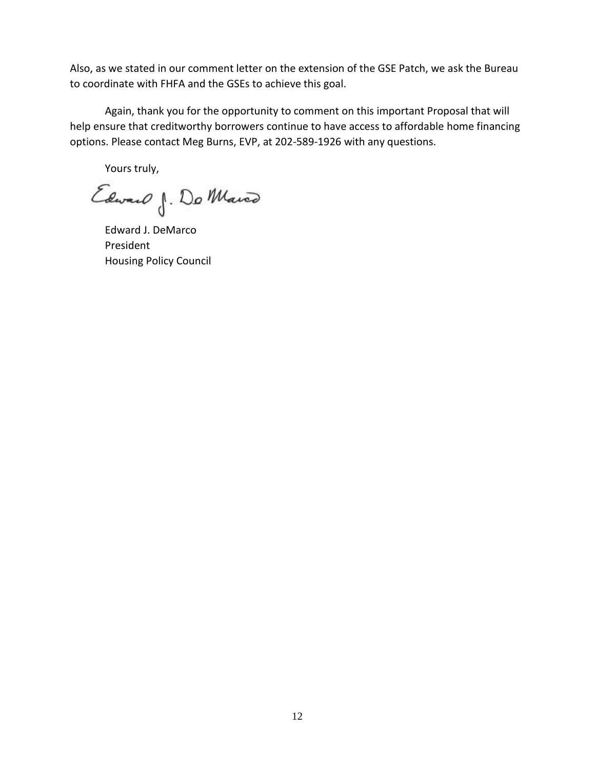Also, as we stated in our comment letter on the extension of the GSE Patch, we ask the Bureau to coordinate with FHFA and the GSEs to achieve this goal.

Again, thank you for the opportunity to comment on this important Proposal that will help ensure that creditworthy borrowers continue to have access to affordable home financing options. Please contact Meg Burns, EVP, at 202-589-1926 with any questions.

Yours truly,

Edward J. DeMarco
President
Housing Policy Council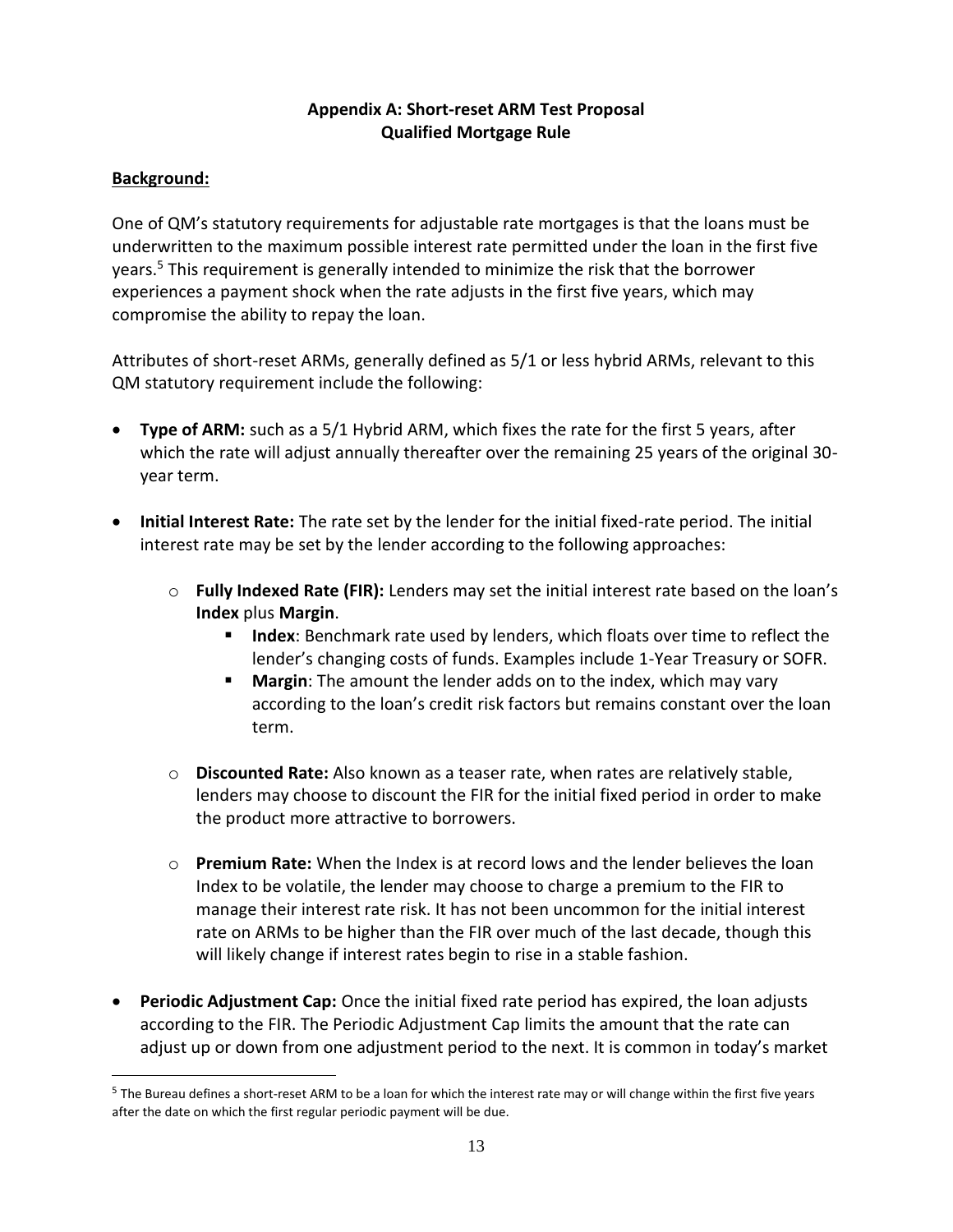**Appendix A: Short-reset ARM Test Proposal**
**Qualified Mortgage Rule**

**Background:**

One of QM's statutory requirements for adjustable rate mortgages is that the loans must be underwritten to the maximum possible interest rate permitted under the loan in the first five years.[5] This requirement is generally intended to minimize the risk that the borrower experiences a payment shock when the rate adjusts in the first five years, which may compromise the ability to repay the loan.

Attributes of short-reset ARMs, generally defined as 5/1 or less hybrid ARMs, relevant to this QM statutory requirement include the following:

- **Type of ARM:** such as a 5/1 Hybrid ARM, which fixes the rate for the first 5 years, after which the rate will adjust annually thereafter over the remaining 25 years of the original 30-year term.
- **Initial Interest Rate:** The rate set by the lender for the initial fixed-rate period. The initial interest rate may be set by the lender according to the following approaches:
  - **Fully Indexed Rate (FIR):** Lenders may set the initial interest rate based on the loan's **Index** plus **Margin**.
    - **Index**: Benchmark rate used by lenders, which floats over time to reflect the lender's changing costs of funds. Examples include 1-Year Treasury or SOFR.
    - **Margin**: The amount the lender adds on to the index, which may vary according to the loan's credit risk factors but remains constant over the loan term.
  - **Discounted Rate:** Also known as a teaser rate, when rates are relatively stable, lenders may choose to discount the FIR for the initial fixed period in order to make the product more attractive to borrowers.
  - **Premium Rate:** When the Index is at record lows and the lender believes the loan Index to be volatile, the lender may choose to charge a premium to the FIR to manage their interest rate risk. It has not been uncommon for the initial interest rate on ARMs to be higher than the FIR over much of the last decade, though this will likely change if interest rates begin to rise in a stable fashion.
- **Periodic Adjustment Cap:** Once the initial fixed rate period has expired, the loan adjusts according to the FIR. The Periodic Adjustment Cap limits the amount that the rate can adjust up or down from one adjustment period to the next. It is common in today's market

[5] The Bureau defines a short-reset ARM to be a loan for which the interest rate may or will change within the first five years after the date on which the first regular periodic payment will be due.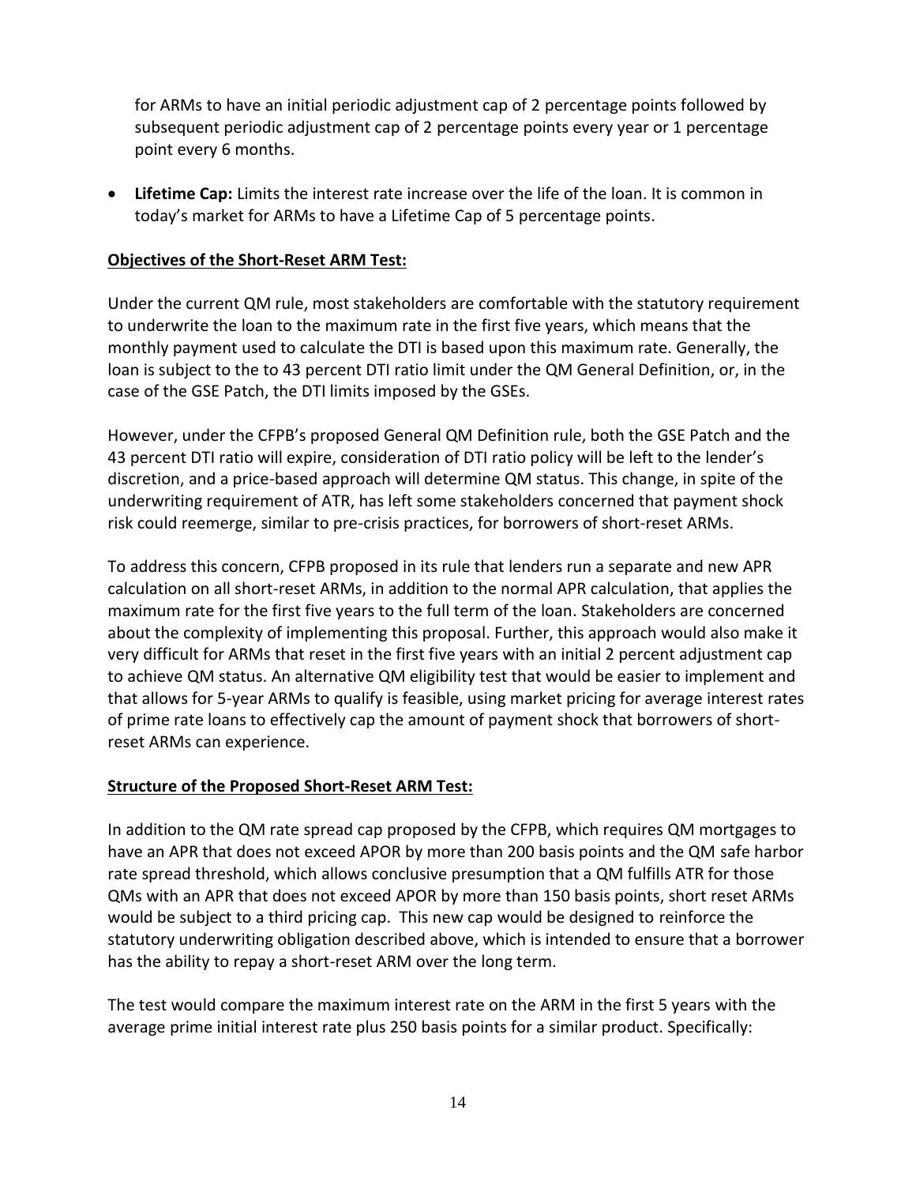for ARMs to have an initial periodic adjustment cap of 2 percentage points followed by subsequent periodic adjustment cap of 2 percentage points every year or 1 percentage point every 6 months.

- **Lifetime Cap:** Limits the interest rate increase over the life of the loan. It is common in today's market for ARMs to have a Lifetime Cap of 5 percentage points.

**Objectives of the Short-Reset ARM Test:**

Under the current QM rule, most stakeholders are comfortable with the statutory requirement to underwrite the loan to the maximum rate in the first five years, which means that the monthly payment used to calculate the DTI is based upon this maximum rate. Generally, the loan is subject to the to 43 percent DTI ratio limit under the QM General Definition, or, in the case of the GSE Patch, the DTI limits imposed by the GSEs.

However, under the CFPB's proposed General QM Definition rule, both the GSE Patch and the 43 percent DTI ratio will expire, consideration of DTI ratio policy will be left to the lender's discretion, and a price-based approach will determine QM status. This change, in spite of the underwriting requirement of ATR, has left some stakeholders concerned that payment shock risk could reemerge, similar to pre-crisis practices, for borrowers of short-reset ARMs.

To address this concern, CFPB proposed in its rule that lenders run a separate and new APR calculation on all short-reset ARMs, in addition to the normal APR calculation, that applies the maximum rate for the first five years to the full term of the loan. Stakeholders are concerned about the complexity of implementing this proposal. Further, this approach would also make it very difficult for ARMs that reset in the first five years with an initial 2 percent adjustment cap to achieve QM status. An alternative QM eligibility test that would be easier to implement and that allows for 5-year ARMs to qualify is feasible, using market pricing for average interest rates of prime rate loans to effectively cap the amount of payment shock that borrowers of short-reset ARMs can experience.

**Structure of the Proposed Short-Reset ARM Test:**

In addition to the QM rate spread cap proposed by the CFPB, which requires QM mortgages to have an APR that does not exceed APOR by more than 200 basis points and the QM safe harbor rate spread threshold, which allows conclusive presumption that a QM fulfills ATR for those QMs with an APR that does not exceed APOR by more than 150 basis points, short reset ARMs would be subject to a third pricing cap. This new cap would be designed to reinforce the statutory underwriting obligation described above, which is intended to ensure that a borrower has the ability to repay a short-reset ARM over the long term.

The test would compare the maximum interest rate on the ARM in the first 5 years with the average prime initial interest rate plus 250 basis points for a similar product. Specifically: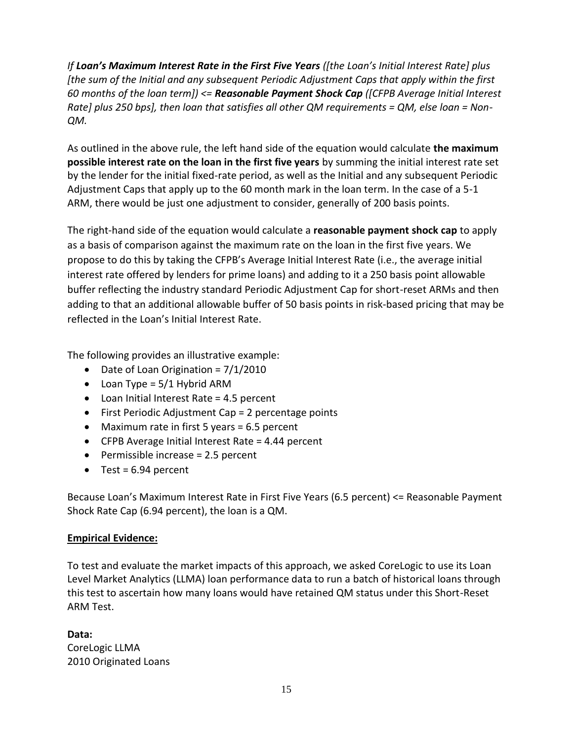*If **Loan's Maximum Interest Rate in the First Five Years** ([the Loan's Initial Interest Rate] plus [the sum of the Initial and any subsequent Periodic Adjustment Caps that apply within the first 60 months of the loan term]) <= **Reasonable Payment Shock Cap** ([CFPB Average Initial Interest Rate] plus 250 bps], then loan that satisfies all other QM requirements = QM, else loan = Non-QM.*

As outlined in the above rule, the left hand side of the equation would calculate **the maximum possible interest rate on the loan in the first five years** by summing the initial interest rate set by the lender for the initial fixed-rate period, as well as the Initial and any subsequent Periodic Adjustment Caps that apply up to the 60 month mark in the loan term. In the case of a 5-1 ARM, there would be just one adjustment to consider, generally of 200 basis points.

The right-hand side of the equation would calculate a **reasonable payment shock cap** to apply as a basis of comparison against the maximum rate on the loan in the first five years. We propose to do this by taking the CFPB's Average Initial Interest Rate (i.e., the average initial interest rate offered by lenders for prime loans) and adding to it a 250 basis point allowable buffer reflecting the industry standard Periodic Adjustment Cap for short-reset ARMs and then adding to that an additional allowable buffer of 50 basis points in risk-based pricing that may be reflected in the Loan's Initial Interest Rate.

The following provides an illustrative example:

- Date of Loan Origination = 7/1/2010
- Loan Type = 5/1 Hybrid ARM
- Loan Initial Interest Rate = 4.5 percent
- First Periodic Adjustment Cap = 2 percentage points
- Maximum rate in first 5 years = 6.5 percent
- CFPB Average Initial Interest Rate = 4.44 percent
- Permissible increase = 2.5 percent
- Test = 6.94 percent

Because Loan's Maximum Interest Rate in First Five Years (6.5 percent) <= Reasonable Payment Shock Rate Cap (6.94 percent), the loan is a QM.

**Empirical Evidence:**

To test and evaluate the market impacts of this approach, we asked CoreLogic to use its Loan Level Market Analytics (LLMA) loan performance data to run a batch of historical loans through this test to ascertain how many loans would have retained QM status under this Short-Reset ARM Test.

**Data:**
CoreLogic LLMA
2010 Originated Loans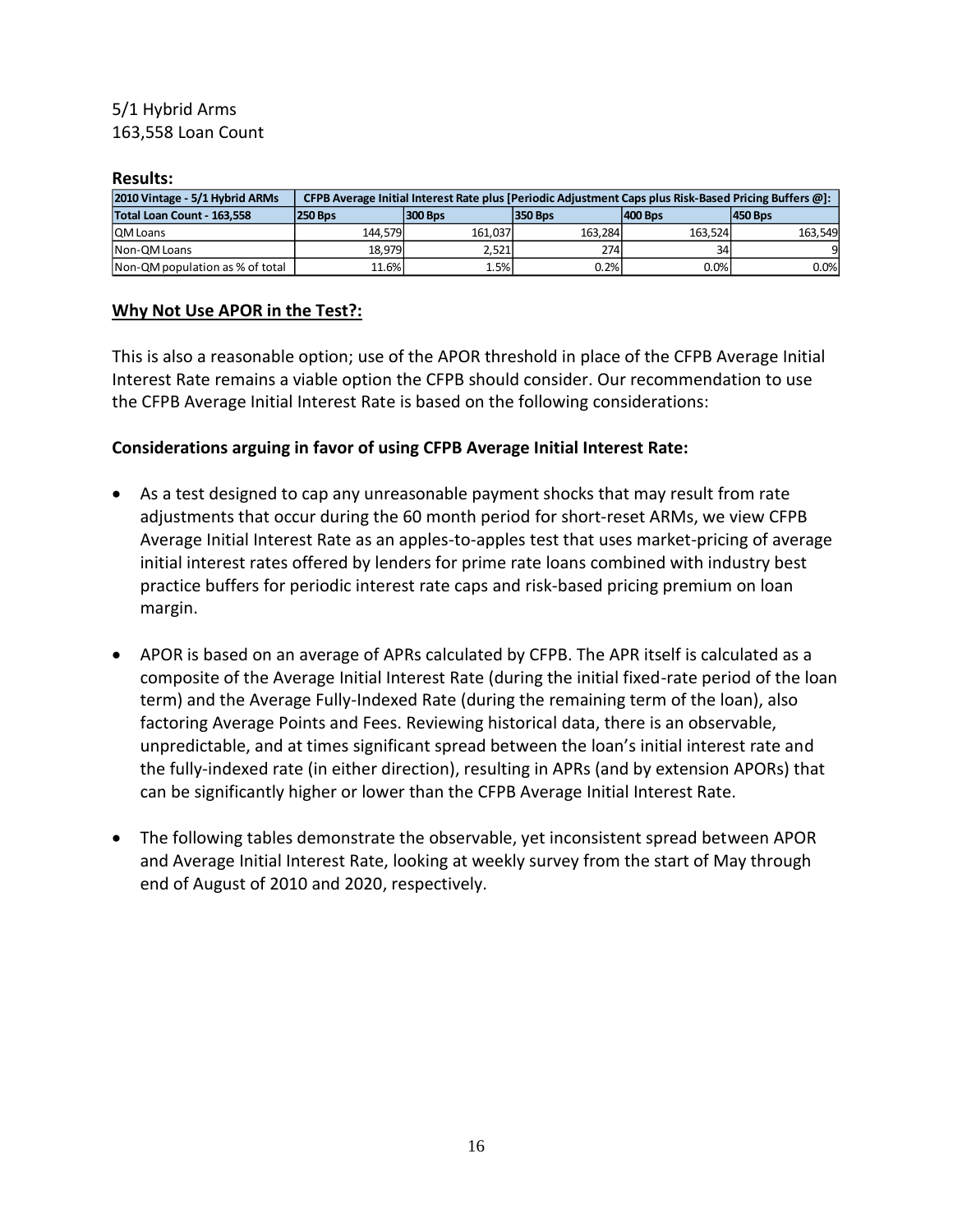5/1 Hybrid Arms
163,558 Loan Count

**Results:**

| 2010 Vintage - 5/1 Hybrid ARMs | CFPB Average Initial Interest Rate plus [Periodic Adjustment Caps plus Risk-Based Pricing Buffers @]: | | | | |
|---|---|---|---|---|---|
| Total Loan Count - 163,558 | 250 Bps | 300 Bps | 350 Bps | 400 Bps | 450 Bps |
| QM Loans | 144,579 | 161,037 | 163,284 | 163,524 | 163,549 |
| Non-QM Loans | 18,979 | 2,521 | 274 | 34 | 9 |
| Non-QM population as % of total | 11.6% | 1.5% | 0.2% | 0.0% | 0.0% |

**Why Not Use APOR in the Test?:**

This is also a reasonable option; use of the APOR threshold in place of the CFPB Average Initial Interest Rate remains a viable option the CFPB should consider. Our recommendation to use the CFPB Average Initial Interest Rate is based on the following considerations:

**Considerations arguing in favor of using CFPB Average Initial Interest Rate:**

- As a test designed to cap any unreasonable payment shocks that may result from rate adjustments that occur during the 60 month period for short-reset ARMs, we view CFPB Average Initial Interest Rate as an apples-to-apples test that uses market-pricing of average initial interest rates offered by lenders for prime rate loans combined with industry best practice buffers for periodic interest rate caps and risk-based pricing premium on loan margin.

- APOR is based on an average of APRs calculated by CFPB. The APR itself is calculated as a composite of the Average Initial Interest Rate (during the initial fixed-rate period of the loan term) and the Average Fully-Indexed Rate (during the remaining term of the loan), also factoring Average Points and Fees. Reviewing historical data, there is an observable, unpredictable, and at times significant spread between the loan's initial interest rate and the fully-indexed rate (in either direction), resulting in APRs (and by extension APORs) that can be significantly higher or lower than the CFPB Average Initial Interest Rate.

- The following tables demonstrate the observable, yet inconsistent spread between APOR and Average Initial Interest Rate, looking at weekly survey from the start of May through end of August of 2010 and 2020, respectively.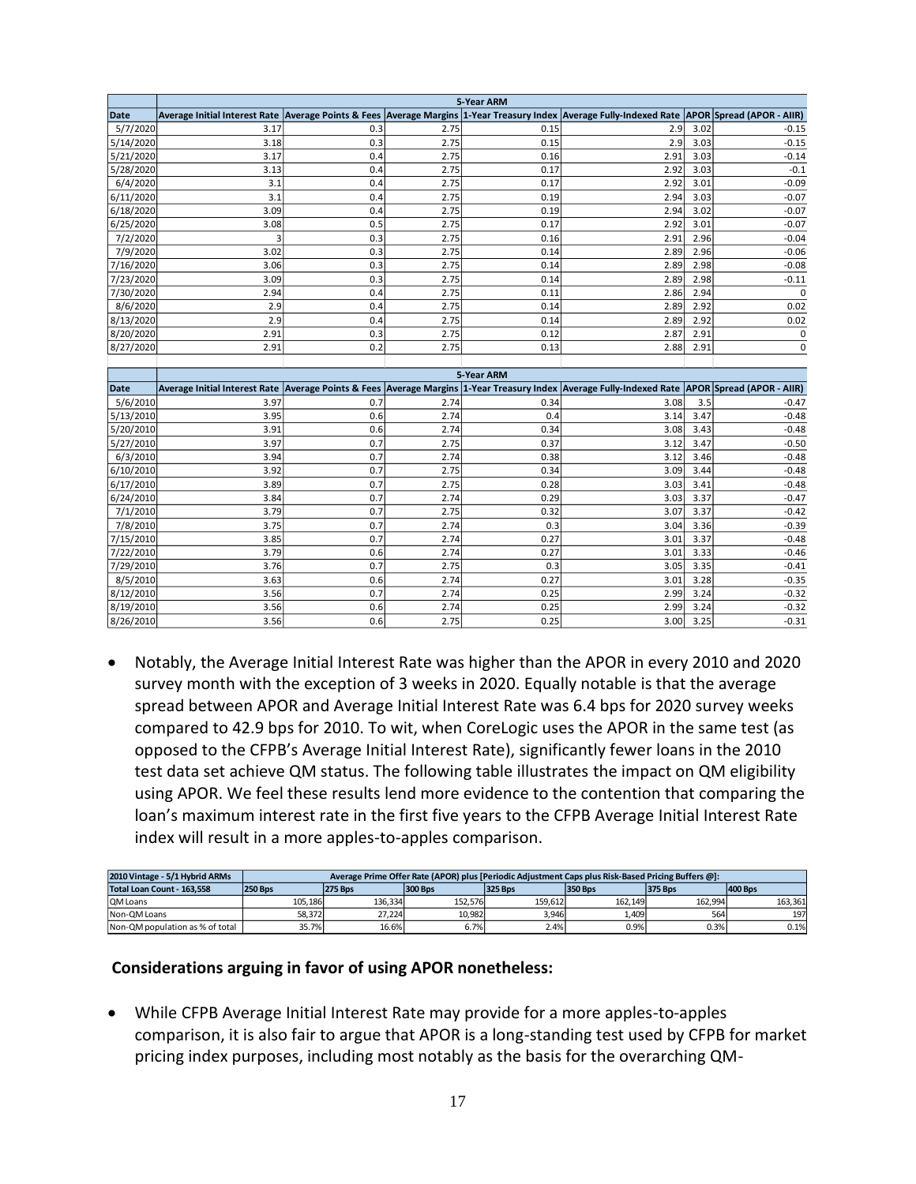| | 5-Year ARM | | | | | | |
|---|---|---|---|---|---|---|---|
| Date | Average Initial Interest Rate | Average Points & Fees | Average Margins | 1-Year Treasury Index | Average Fully-Indexed Rate | APOR | Spread (APOR - AIIR) |
| 5/7/2020 | 3.17 | 0.3 | 2.75 | 0.15 | 2.9 | 3.02 | -0.15 |
| 5/14/2020 | 3.18 | 0.3 | 2.75 | 0.15 | 2.9 | 3.03 | -0.15 |
| 5/21/2020 | 3.17 | 0.4 | 2.75 | 0.16 | 2.91 | 3.03 | -0.14 |
| 5/28/2020 | 3.13 | 0.4 | 2.75 | 0.17 | 2.92 | 3.03 | -0.1 |
| 6/4/2020 | 3.1 | 0.4 | 2.75 | 0.17 | 2.92 | 3.01 | -0.09 |
| 6/11/2020 | 3.1 | 0.4 | 2.75 | 0.19 | 2.94 | 3.03 | -0.07 |
| 6/18/2020 | 3.09 | 0.4 | 2.75 | 0.19 | 2.94 | 3.02 | -0.07 |
| 6/25/2020 | 3.08 | 0.5 | 2.75 | 0.17 | 2.92 | 3.01 | -0.07 |
| 7/2/2020 | 3 | 0.3 | 2.75 | 0.16 | 2.91 | 2.96 | -0.04 |
| 7/9/2020 | 3.02 | 0.3 | 2.75 | 0.14 | 2.89 | 2.96 | -0.06 |
| 7/16/2020 | 3.06 | 0.3 | 2.75 | 0.14 | 2.89 | 2.98 | -0.08 |
| 7/23/2020 | 3.09 | 0.3 | 2.75 | 0.14 | 2.89 | 2.98 | -0.11 |
| 7/30/2020 | 2.94 | 0.4 | 2.75 | 0.11 | 2.86 | 2.94 | 0 |
| 8/6/2020 | 2.9 | 0.4 | 2.75 | 0.14 | 2.89 | 2.92 | 0.02 |
| 8/13/2020 | 2.9 | 0.4 | 2.75 | 0.14 | 2.89 | 2.92 | 0.02 |
| 8/20/2020 | 2.91 | 0.3 | 2.75 | 0.12 | 2.87 | 2.91 | 0 |
| 8/27/2020 | 2.91 | 0.2 | 2.75 | 0.13 | 2.88 | 2.91 | 0 |

| | 5-Year ARM | | | | | | |
|---|---|---|---|---|---|---|---|
| Date | Average Initial Interest Rate | Average Points & Fees | Average Margins | 1-Year Treasury Index | Average Fully-Indexed Rate | APOR | Spread (APOR - AIIR) |
| 5/6/2010 | 3.97 | 0.7 | 2.74 | 0.34 | 3.08 | 3.5 | -0.47 |
| 5/13/2010 | 3.95 | 0.6 | 2.74 | 0.4 | 3.14 | 3.47 | -0.48 |
| 5/20/2010 | 3.91 | 0.6 | 2.74 | 0.34 | 3.08 | 3.43 | -0.48 |
| 5/27/2010 | 3.97 | 0.7 | 2.75 | 0.37 | 3.12 | 3.47 | -0.50 |
| 6/3/2010 | 3.94 | 0.7 | 2.74 | 0.38 | 3.12 | 3.46 | -0.48 |
| 6/10/2010 | 3.92 | 0.7 | 2.75 | 0.34 | 3.09 | 3.44 | -0.48 |
| 6/17/2010 | 3.89 | 0.7 | 2.75 | 0.28 | 3.03 | 3.41 | -0.48 |
| 6/24/2010 | 3.84 | 0.7 | 2.74 | 0.29 | 3.03 | 3.37 | -0.47 |
| 7/1/2010 | 3.79 | 0.7 | 2.75 | 0.32 | 3.07 | 3.37 | -0.42 |
| 7/8/2010 | 3.75 | 0.7 | 2.74 | 0.3 | 3.04 | 3.36 | -0.39 |
| 7/15/2010 | 3.85 | 0.7 | 2.74 | 0.27 | 3.01 | 3.37 | -0.48 |
| 7/22/2010 | 3.79 | 0.6 | 2.74 | 0.27 | 3.01 | 3.33 | -0.46 |
| 7/29/2010 | 3.76 | 0.7 | 2.75 | 0.3 | 3.05 | 3.35 | -0.41 |
| 8/5/2010 | 3.63 | 0.6 | 2.74 | 0.27 | 3.01 | 3.28 | -0.35 |
| 8/12/2010 | 3.56 | 0.7 | 2.74 | 0.25 | 2.99 | 3.24 | -0.32 |
| 8/19/2010 | 3.56 | 0.6 | 2.74 | 0.25 | 2.99 | 3.24 | -0.32 |
| 8/26/2010 | 3.56 | 0.6 | 2.75 | 0.25 | 3.00 | 3.25 | -0.31 |

- Notably, the Average Initial Interest Rate was higher than the APOR in every 2010 and 2020 survey month with the exception of 3 weeks in 2020. Equally notable is that the average spread between APOR and Average Initial Interest Rate was 6.4 bps for 2020 survey weeks compared to 42.9 bps for 2010. To wit, when CoreLogic uses the APOR in the same test (as opposed to the CFPB's Average Initial Interest Rate), significantly fewer loans in the 2010 test data set achieve QM status. The following table illustrates the impact on QM eligibility using APOR. We feel these results lend more evidence to the contention that comparing the loan's maximum interest rate in the first five years to the CFPB Average Initial Interest Rate index will result in a more apples-to-apples comparison.

| 2010 Vintage - 5/1 Hybrid ARMs | Average Prime Offer Rate (APOR) plus [Periodic Adjustment Caps plus Risk-Based Pricing Buffers @]: | | | | | | |
|---|---|---|---|---|---|---|---|
| Total Loan Count - 163,558 | 250 Bps | 275 Bps | 300 Bps | 325 Bps | 350 Bps | 375 Bps | 400 Bps |
| QM Loans | 105,186 | 136,334 | 152,576 | 159,612 | 162,149 | 162,994 | 163,361 |
| Non-QM Loans | 58,372 | 27,224 | 10,982 | 3,946 | 1,409 | 564 | 197 |
| Non-QM population as % of total | 35.7% | 16.6% | 6.7% | 2.4% | 0.9% | 0.3% | 0.1% |

**Considerations arguing in favor of using APOR nonetheless:**

- While CFPB Average Initial Interest Rate may provide for a more apples-to-apples comparison, it is also fair to argue that APOR is a long-standing test used by CFPB for market pricing index purposes, including most notably as the basis for the overarching QM-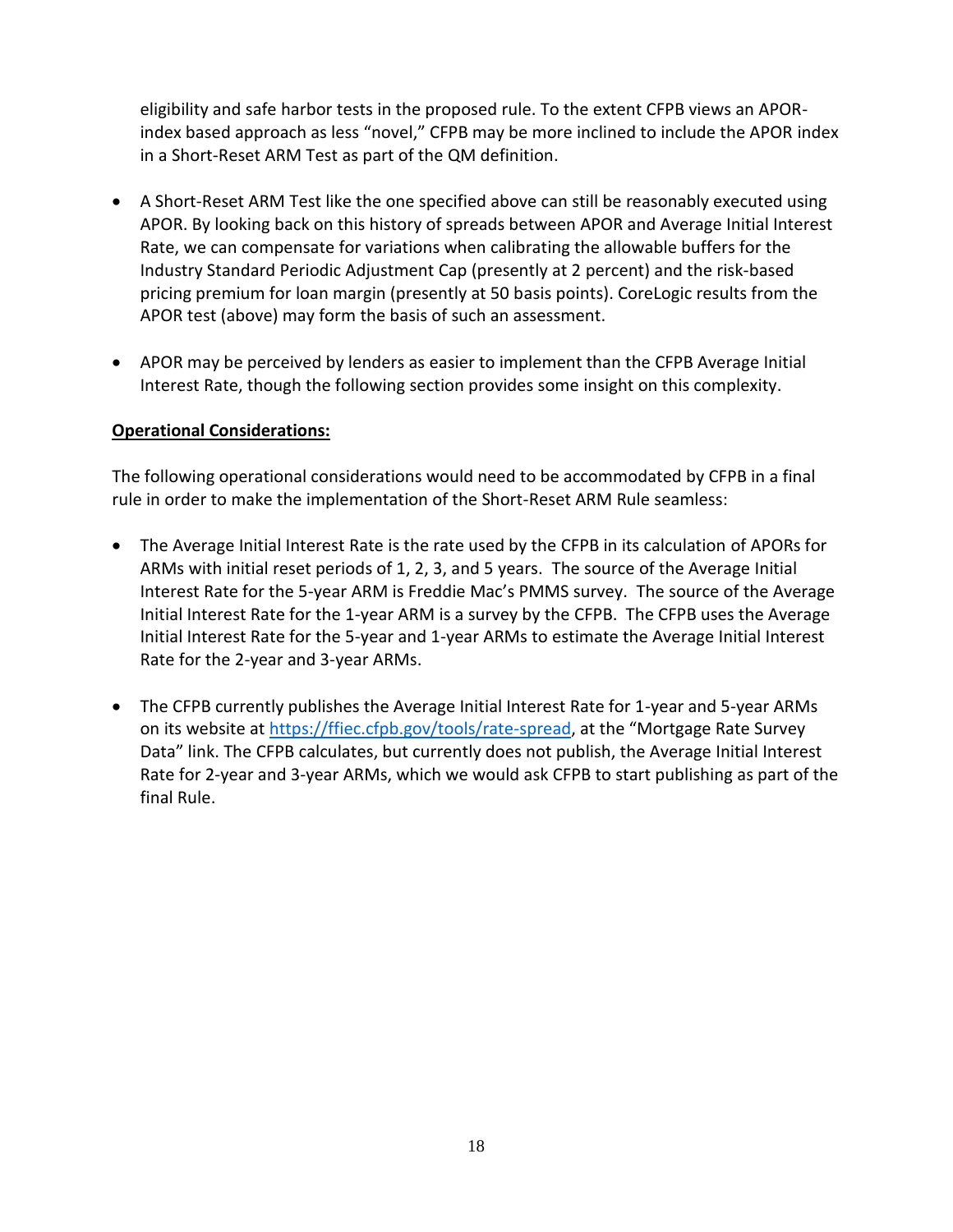eligibility and safe harbor tests in the proposed rule. To the extent CFPB views an APOR-index based approach as less "novel," CFPB may be more inclined to include the APOR index in a Short-Reset ARM Test as part of the QM definition.

- A Short-Reset ARM Test like the one specified above can still be reasonably executed using APOR. By looking back on this history of spreads between APOR and Average Initial Interest Rate, we can compensate for variations when calibrating the allowable buffers for the Industry Standard Periodic Adjustment Cap (presently at 2 percent) and the risk-based pricing premium for loan margin (presently at 50 basis points). CoreLogic results from the APOR test (above) may form the basis of such an assessment.

- APOR may be perceived by lenders as easier to implement than the CFPB Average Initial Interest Rate, though the following section provides some insight on this complexity.

**Operational Considerations:**

The following operational considerations would need to be accommodated by CFPB in a final rule in order to make the implementation of the Short-Reset ARM Rule seamless:

- The Average Initial Interest Rate is the rate used by the CFPB in its calculation of APORs for ARMs with initial reset periods of 1, 2, 3, and 5 years. The source of the Average Initial Interest Rate for the 5-year ARM is Freddie Mac's PMMS survey. The source of the Average Initial Interest Rate for the 1-year ARM is a survey by the CFPB. The CFPB uses the Average Initial Interest Rate for the 5-year and 1-year ARMs to estimate the Average Initial Interest Rate for the 2-year and 3-year ARMs.

- The CFPB currently publishes the Average Initial Interest Rate for 1-year and 5-year ARMs on its website at https://ffiec.cfpb.gov/tools/rate-spread, at the "Mortgage Rate Survey Data" link. The CFPB calculates, but currently does not publish, the Average Initial Interest Rate for 2-year and 3-year ARMs, which we would ask CFPB to start publishing as part of the final Rule.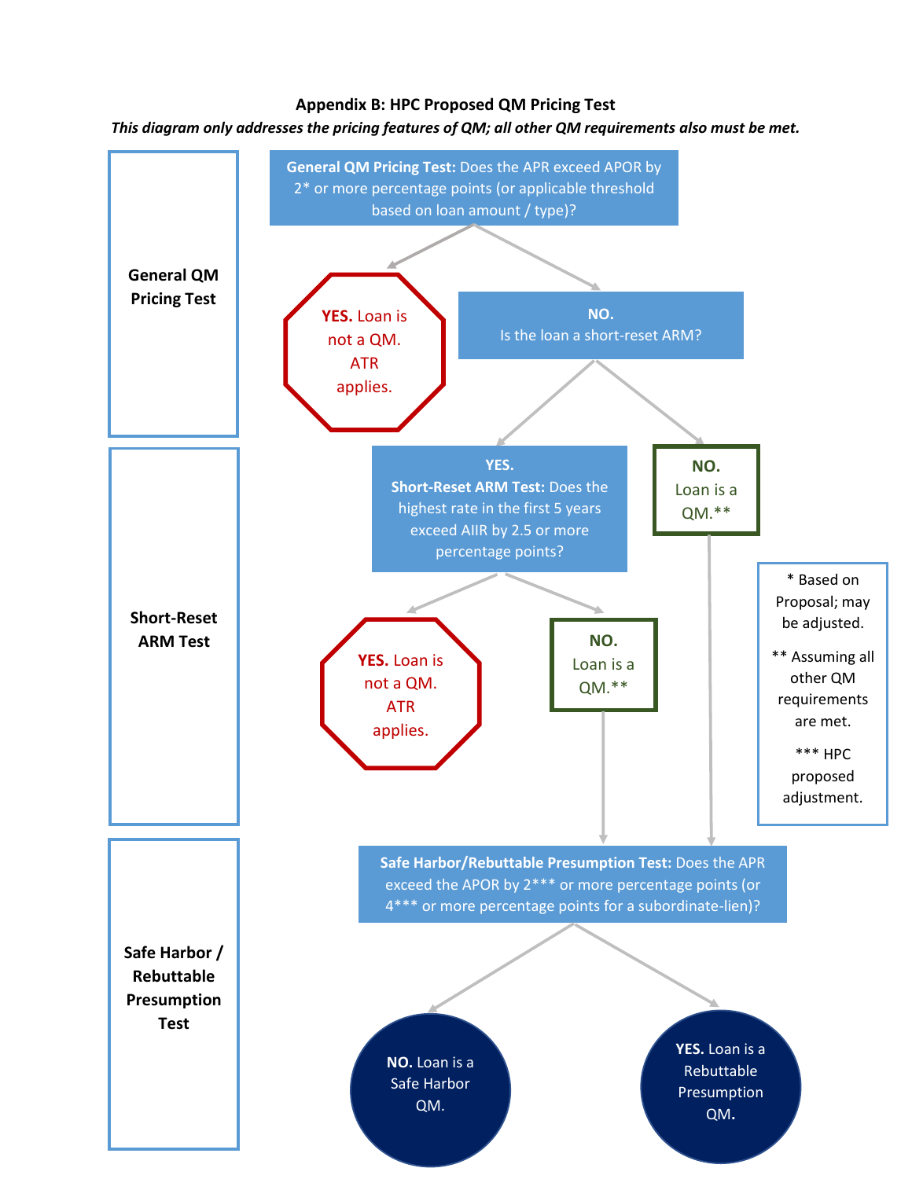**Appendix B: HPC Proposed QM Pricing Test**

***This diagram only addresses the pricing features of QM; all other QM requirements also must be met.***

**General QM Pricing Test**

**General QM Pricing Test:** Does the APR exceed APOR by 2* or more percentage points (or applicable threshold based on loan amount / type)?

**YES.** Loan is not a QM. ATR applies.

**NO.** Is the loan a short-reset ARM?

**Short-Reset ARM Test**

**YES. Short-Reset ARM Test:** Does the highest rate in the first 5 years exceed AIIR by 2.5 or more percentage points?

**NO.** Loan is a QM.**

**YES.** Loan is not a QM. ATR applies.

**NO.** Loan is a QM.**

\* Based on Proposal; may be adjusted.

\*\* Assuming all other QM requirements are met.

\*\*\* HPC proposed adjustment.

**Safe Harbor / Rebuttable Presumption Test**

**Safe Harbor/Rebuttable Presumption Test:** Does the APR exceed the APOR by 2*** or more percentage points (or 4*** or more percentage points for a subordinate-lien)?

**NO.** Loan is a Safe Harbor QM.

**YES.** Loan is a Rebuttable Presumption QM.